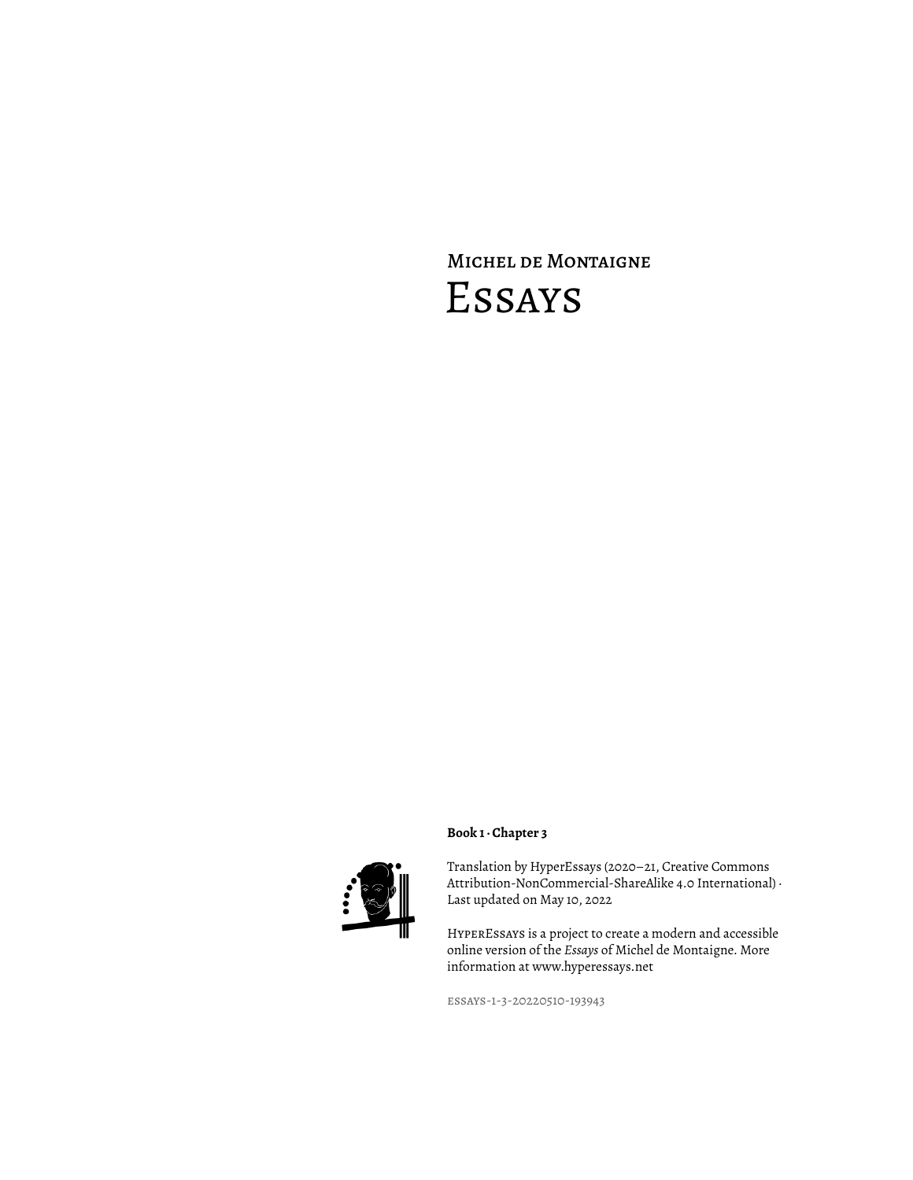Michel de Montaigne

# Essays

**Book 1 · Chapter 3**

Translation by HyperEssays (2020–21, Creative Commons Attribution-NonCommercial-ShareAlike 4.0 International) · Last updated on May 10, 2022

HyperEssays is a project to create a modern and accessible online version of the *Essays* of Michel de Montaigne. More information at www.hyperessays.net

essays-1-3-20220510-193943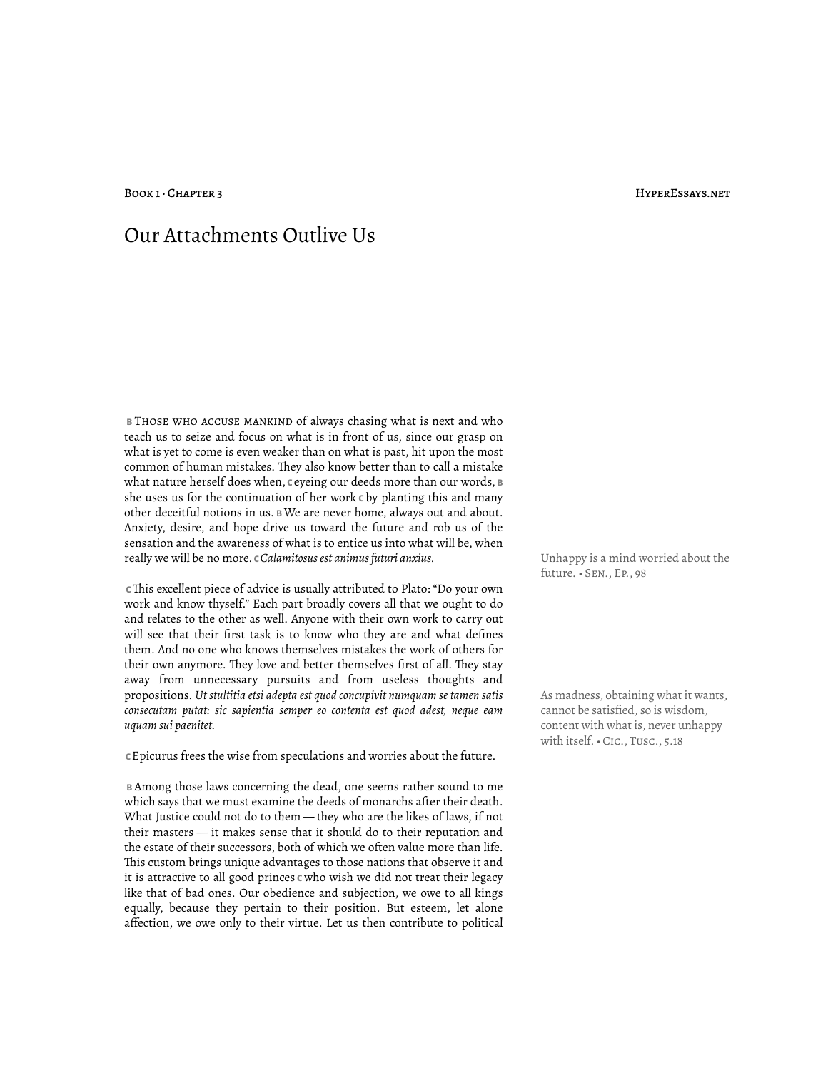# Our Attachments Outlive Us

**B** Those who accuse mankind of always chasing what is next and who teach us to seize and focus on what is in front of us, since our grasp on what is yet to come is even weaker than on what is past, hit upon the most common of human mistakes. They also know better than to call a mistake what nature herself does when, **C** eyeing our deeds more than our words, **B** she uses us for the continuation of her work **C** by planting this and many other deceitful notions in us. **B** We are never home, always out and about. Anxiety, desire, and hope drive us toward the future and rob us of the sensation and the awareness of what is to entice us into what will be, when really we will be no more. **C** *Calamitosus est animus futuri anxius.*

Unhappy is a mind worried about the future. • Sen., Ep., 98

**C** This excellent piece of advice is usually attributed to Plato: "Do your own work and know thyself." Each part broadly covers all that we ought to do and relates to the other as well. Anyone with their own work to carry out will see that their first task is to know who they are and what defines them. And no one who knows themselves mistakes the work of others for their own anymore. They love and better themselves first of all. They stay away from unnecessary pursuits and from useless thoughts and propositions. *Ut stultitia etsi adepta est quod concupivit numquam se tamen satis consecutam putat: sic sapientia semper eo contenta est quod adest, neque eam uquam sui paenitet.*

As madness, obtaining what it wants, cannot be satisfied, so is wisdom, content with what is, never unhappy with itself. • Cic., Tusc., 5.18

**C** Epicurus frees the wise from speculations and worries about the future.

**B** Among those laws concerning the dead, one seems rather sound to me which says that we must examine the deeds of monarchs after their death. What Justice could not do to them — they who are the likes of laws, if not their masters — it makes sense that it should do to their reputation and the estate of their successors, both of which we often value more than life. This custom brings unique advantages to those nations that observe it and it is attractive to all good princes **C** who wish we did not treat their legacy like that of bad ones. Our obedience and subjection, we owe to all kings equally, because they pertain to their position. But esteem, let alone affection, we owe only to their virtue. Let us then contribute to political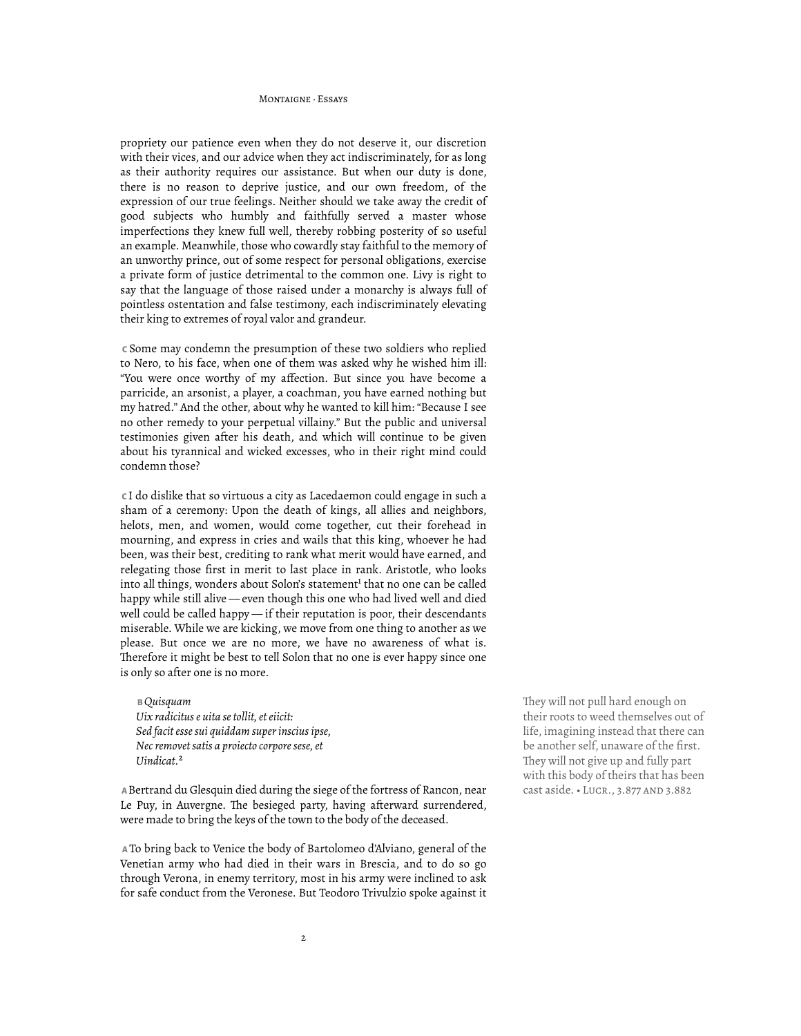propriety our patience even when they do not deserve it, our discretion with their vices, and our advice when they act indiscriminately, for as long as their authority requires our assistance. But when our duty is done, there is no reason to deprive justice, and our own freedom, of the expression of our true feelings. Neither should we take away the credit of good subjects who humbly and faithfully served a master whose imperfections they knew full well, thereby robbing posterity of so useful an example. Meanwhile, those who cowardly stay faithful to the memory of an unworthy prince, out of some respect for personal obligations, exercise a private form of justice detrimental to the common one. Livy is right to say that the language of those raised under a monarchy is always full of pointless ostentation and false testimony, each indiscriminately elevating their king to extremes of royal valor and grandeur.

**C** Some may condemn the presumption of these two soldiers who replied to Nero, to his face, when one of them was asked why he wished him ill: "You were once worthy of my affection. But since you have become a parricide, an arsonist, a player, a coachman, you have earned nothing but my hatred." And the other, about why he wanted to kill him: "Because I see no other remedy to your perpetual villainy." But the public and universal testimonies given after his death, and which will continue to be given about his tyrannical and wicked excesses, who in their right mind could condemn those?

**C** I do dislike that so virtuous a city as Lacedaemon could engage in such a sham of a ceremony: Upon the death of kings, all allies and neighbors, helots, men, and women, would come together, cut their forehead in mourning, and express in cries and wails that this king, whoever he had been, was their best, crediting to rank what merit would have earned, and relegating those first in merit to last place in rank. Aristotle, who looks into all things, wonders about Solon's statement[1] that no one can be called happy while still alive — even though this one who had lived well and died well could be called happy — if their reputation is poor, their descendants miserable. While we are kicking, we move from one thing to another as we please. But once we are no more, we have no awareness of what is. Therefore it might be best to tell Solon that no one is ever happy since one is only so after one is no more.

> **B** *Quisquam*
> *Uix radicitus e uita se tollit, et eiicit:*
> *Sed facit esse sui quiddam super inscius ipse,*
> *Nec removet satis a proiecto corpore sese, et*
> *Uindicat.*[2]

They will not pull hard enough on their roots to weed themselves out of life, imagining instead that there can be another self, unaware of the first. They will not give up and fully part with this body of theirs that has been cast aside. • Lucr., 3.877 and 3.882

**A** Bertrand du Glesquin died during the siege of the fortress of Rancon, near Le Puy, in Auvergne. The besieged party, having afterward surrendered, were made to bring the keys of the town to the body of the deceased.

**A** To bring back to Venice the body of Bartolomeo d'Alviano, general of the Venetian army who had died in their wars in Brescia, and to do so go through Verona, in enemy territory, most in his army were inclined to ask for safe conduct from the Veronese. But Teodoro Trivulzio spoke against it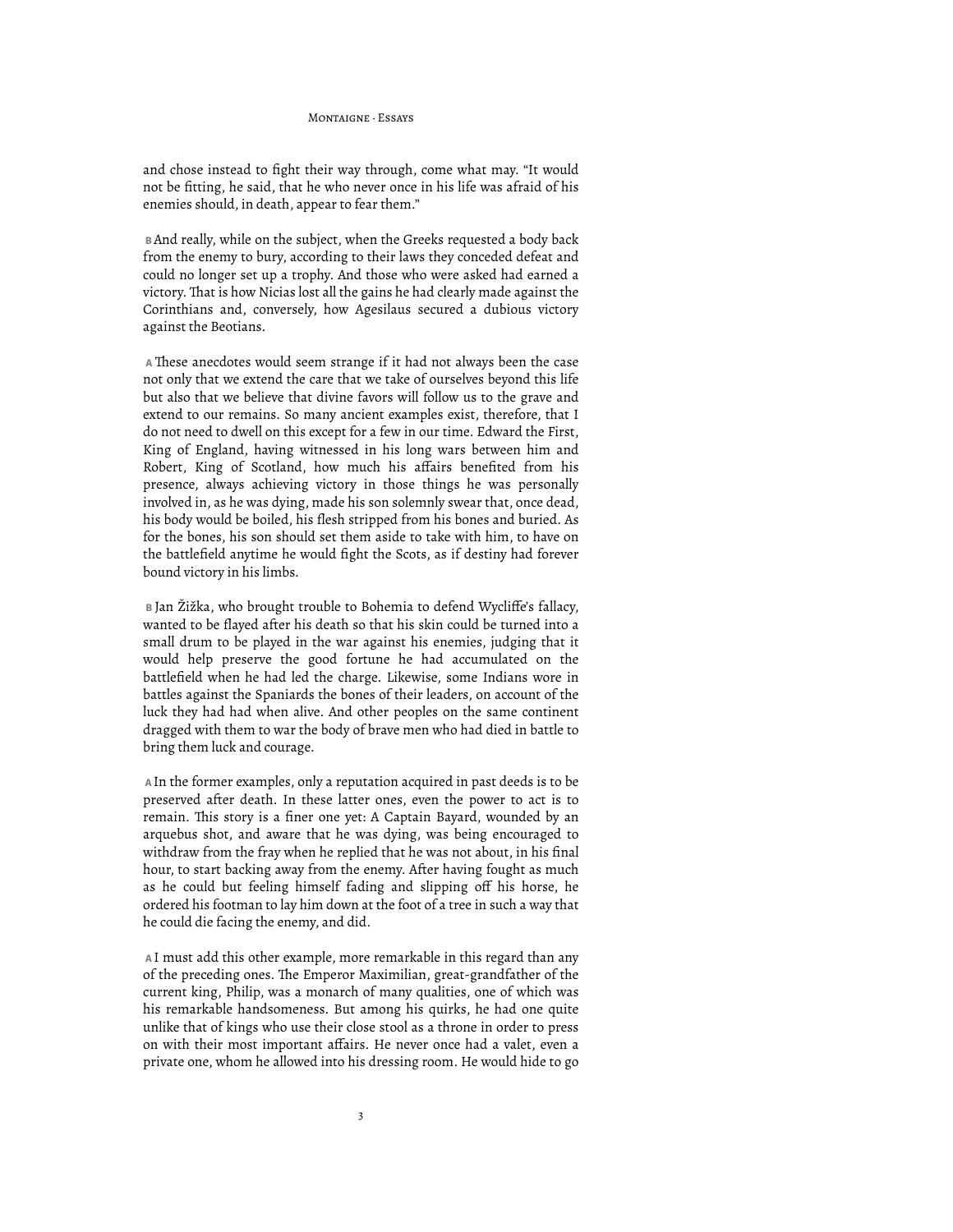and chose instead to fight their way through, come what may. "It would not be fitting, he said, that he who never once in his life was afraid of his enemies should, in death, appear to fear them."

**B** And really, while on the subject, when the Greeks requested a body back from the enemy to bury, according to their laws they conceded defeat and could no longer set up a trophy. And those who were asked had earned a victory. That is how Nicias lost all the gains he had clearly made against the Corinthians and, conversely, how Agesilaus secured a dubious victory against the Beotians.

**A** These anecdotes would seem strange if it had not always been the case not only that we extend the care that we take of ourselves beyond this life but also that we believe that divine favors will follow us to the grave and extend to our remains. So many ancient examples exist, therefore, that I do not need to dwell on this except for a few in our time. Edward the First, King of England, having witnessed in his long wars between him and Robert, King of Scotland, how much his affairs benefited from his presence, always achieving victory in those things he was personally involved in, as he was dying, made his son solemnly swear that, once dead, his body would be boiled, his flesh stripped from his bones and buried. As for the bones, his son should set them aside to take with him, to have on the battlefield anytime he would fight the Scots, as if destiny had forever bound victory in his limbs.

**B** Jan Žižka, who brought trouble to Bohemia to defend Wycliffe's fallacy, wanted to be flayed after his death so that his skin could be turned into a small drum to be played in the war against his enemies, judging that it would help preserve the good fortune he had accumulated on the battlefield when he had led the charge. Likewise, some Indians wore in battles against the Spaniards the bones of their leaders, on account of the luck they had had when alive. And other peoples on the same continent dragged with them to war the body of brave men who had died in battle to bring them luck and courage.

**A** In the former examples, only a reputation acquired in past deeds is to be preserved after death. In these latter ones, even the power to act is to remain. This story is a finer one yet: A Captain Bayard, wounded by an arquebus shot, and aware that he was dying, was being encouraged to withdraw from the fray when he replied that he was not about, in his final hour, to start backing away from the enemy. After having fought as much as he could but feeling himself fading and slipping off his horse, he ordered his footman to lay him down at the foot of a tree in such a way that he could die facing the enemy, and did.

**A** I must add this other example, more remarkable in this regard than any of the preceding ones. The Emperor Maximilian, great-grandfather of the current king, Philip, was a monarch of many qualities, one of which was his remarkable handsomeness. But among his quirks, he had one quite unlike that of kings who use their close stool as a throne in order to press on with their most important affairs. He never once had a valet, even a private one, whom he allowed into his dressing room. He would hide to go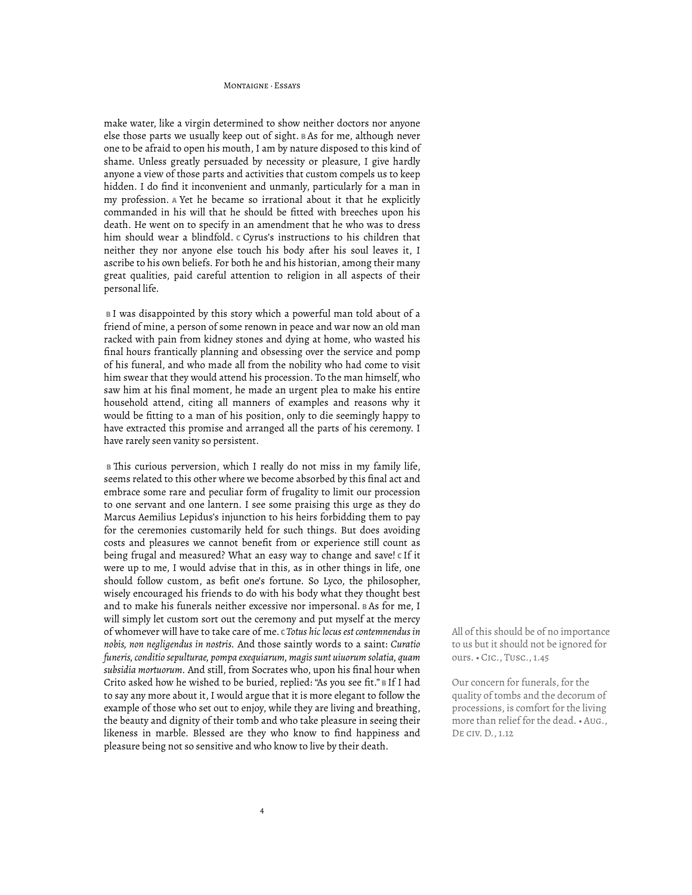make water, like a virgin determined to show neither doctors nor anyone else those parts we usually keep out of sight. **B** As for me, although never one to be afraid to open his mouth, I am by nature disposed to this kind of shame. Unless greatly persuaded by necessity or pleasure, I give hardly anyone a view of those parts and activities that custom compels us to keep hidden. I do find it inconvenient and unmanly, particularly for a man in my profession. **A** Yet he became so irrational about it that he explicitly commanded in his will that he should be fitted with breeches upon his death. He went on to specify in an amendment that he who was to dress him should wear a blindfold. **C** Cyrus's instructions to his children that neither they nor anyone else touch his body after his soul leaves it, I ascribe to his own beliefs. For both he and his historian, among their many great qualities, paid careful attention to religion in all aspects of their personal life.

**B** I was disappointed by this story which a powerful man told about of a friend of mine, a person of some renown in peace and war now an old man racked with pain from kidney stones and dying at home, who wasted his final hours frantically planning and obsessing over the service and pomp of his funeral, and who made all from the nobility who had come to visit him swear that they would attend his procession. To the man himself, who saw him at his final moment, he made an urgent plea to make his entire household attend, citing all manners of examples and reasons why it would be fitting to a man of his position, only to die seemingly happy to have extracted this promise and arranged all the parts of his ceremony. I have rarely seen vanity so persistent.

**B** This curious perversion, which I really do not miss in my family life, seems related to this other where we become absorbed by this final act and embrace some rare and peculiar form of frugality to limit our procession to one servant and one lantern. I see some praising this urge as they do Marcus Aemilius Lepidus's injunction to his heirs forbidding them to pay for the ceremonies customarily held for such things. But does avoiding costs and pleasures we cannot benefit from or experience still count as being frugal and measured? What an easy way to change and save! **C** If it were up to me, I would advise that in this, as in other things in life, one should follow custom, as befit one's fortune. So Lyco, the philosopher, wisely encouraged his friends to do with his body what they thought best and to make his funerals neither excessive nor impersonal. **B** As for me, I will simply let custom sort out the ceremony and put myself at the mercy of whomever will have to take care of me. **C** *Totus hic locus est contemnendus in nobis, non negligendus in nostris.* And those saintly words to a saint: *Curatio funeris, conditio sepulturae, pompa exequiarum, magis sunt uiuorum solatia, quam subsidia mortuorum.* And still, from Socrates who, upon his final hour when Crito asked how he wished to be buried, replied: "As you see fit." **B** If I had to say any more about it, I would argue that it is more elegant to follow the example of those who set out to enjoy, while they are living and breathing, the beauty and dignity of their tomb and who take pleasure in seeing their likeness in marble. Blessed are they who know to find happiness and pleasure being not so sensitive and who know to live by their death.

All of this should be of no importance to us but it should not be ignored for ours. • Cic., Tusc., 1.45

Our concern for funerals, for the quality of tombs and the decorum of processions, is comfort for the living more than relief for the dead. • Aug., De civ. D., 1.12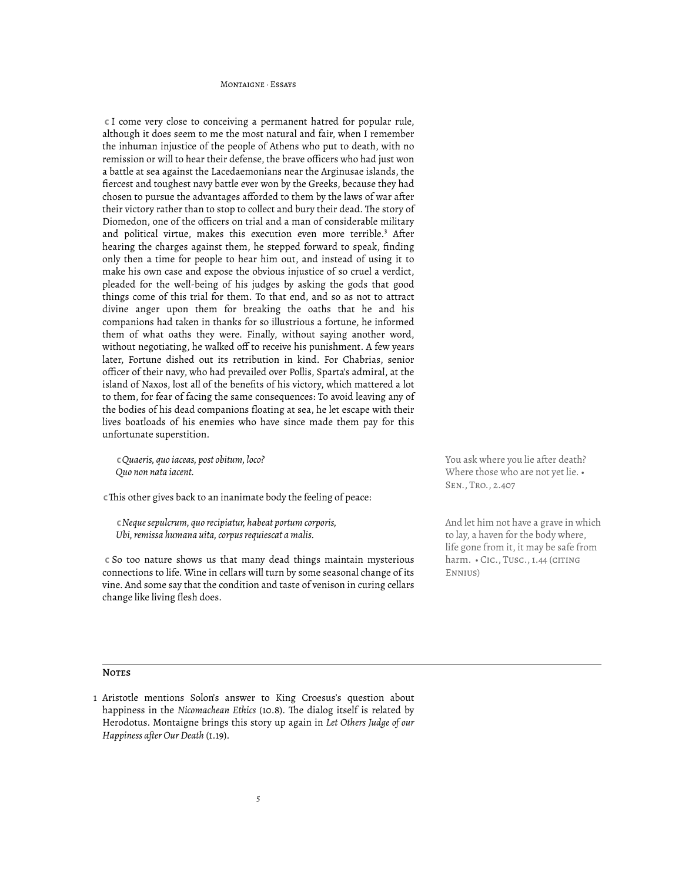**C** I come very close to conceiving a permanent hatred for popular rule, although it does seem to me the most natural and fair, when I remember the inhuman injustice of the people of Athens who put to death, with no remission or will to hear their defense, the brave officers who had just won a battle at sea against the Lacedaemonians near the Arginusae islands, the fiercest and toughest navy battle ever won by the Greeks, because they had chosen to pursue the advantages afforded to them by the laws of war after their victory rather than to stop to collect and bury their dead. The story of Diomedon, one of the officers on trial and a man of considerable military and political virtue, makes this execution even more terrible.[3] After hearing the charges against them, he stepped forward to speak, finding only then a time for people to hear him out, and instead of using it to make his own case and expose the obvious injustice of so cruel a verdict, pleaded for the well-being of his judges by asking the gods that good things come of this trial for them. To that end, and so as not to attract divine anger upon them for breaking the oaths that he and his companions had taken in thanks for so illustrious a fortune, he informed them of what oaths they were. Finally, without saying another word, without negotiating, he walked off to receive his punishment. A few years later, Fortune dished out its retribution in kind. For Chabrias, senior officer of their navy, who had prevailed over Pollis, Sparta's admiral, at the island of Naxos, lost all of the benefits of his victory, which mattered a lot to them, for fear of facing the same consequences: To avoid leaving any of the bodies of his dead companions floating at sea, he let escape with their lives boatloads of his enemies who have since made them pay for this unfortunate superstition.

> **C** *Quaeris, quo iaceas, post obitum, loco?*
> *Quo non nata iacent.*

You ask where you lie after death? Where those who are not yet lie. • Sen., Tro., 2.407

**C** This other gives back to an inanimate body the feeling of peace:

> **C** *Neque sepulcrum, quo recipiatur, habeat portum corporis,*
> *Ubi, remissa humana uita, corpus requiescat a malis.*

And let him not have a grave in which to lay, a haven for the body where, life gone from it, it may be safe from harm. • Cic., Tusc., 1.44 (citing Ennius)

**C** So too nature shows us that many dead things maintain mysterious connections to life. Wine in cellars will turn by some seasonal change of its vine. And some say that the condition and taste of venison in curing cellars change like living flesh does.

## Notes

1 Aristotle mentions Solon's answer to King Croesus's question about happiness in the *Nicomachean Ethics* (10.8). The dialog itself is related by Herodotus. Montaigne brings this story up again in *Let Others Judge of our Happiness after Our Death* (1.19).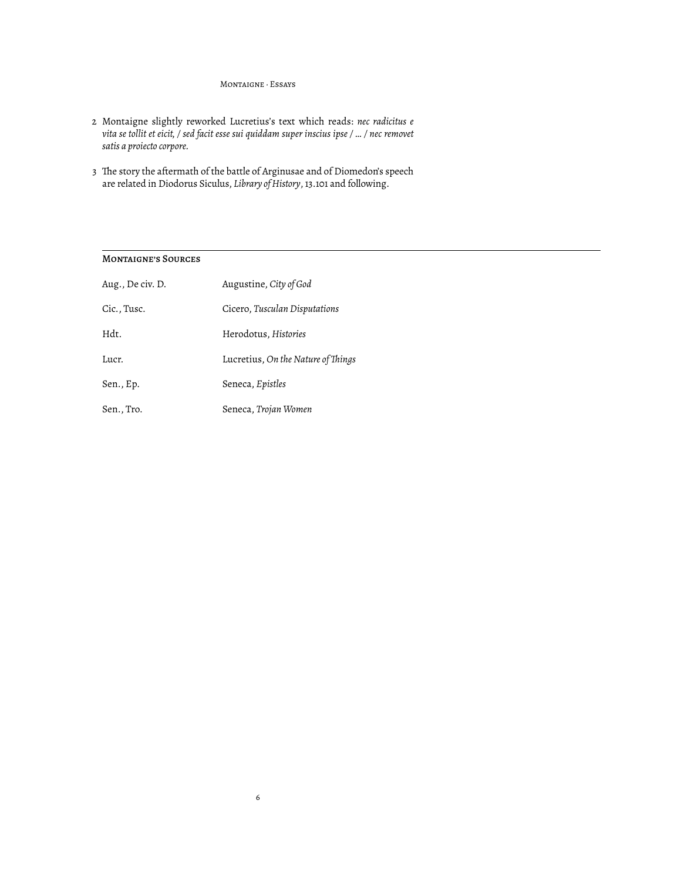2 Montaigne slightly reworked Lucretius's text which reads: *nec radicitus e vita se tollit et eicit, / sed facit esse sui quiddam super inscius ipse / ... / nec removet satis a proiecto corpore.*

3 The story the aftermath of the battle of Arginusae and of Diomedon's speech are related in Diodorus Siculus, *Library of History*, 13.101 and following.

## Montaigne's Sources

| | |
|---|---|
| Aug., De civ. D. | Augustine, *City of God* |
| Cic., Tusc. | Cicero, *Tusculan Disputations* |
| Hdt. | Herodotus, *Histories* |
| Lucr. | Lucretius, *On the Nature of Things* |
| Sen., Ep. | Seneca, *Epistles* |
| Sen., Tro. | Seneca, *Trojan Women* |